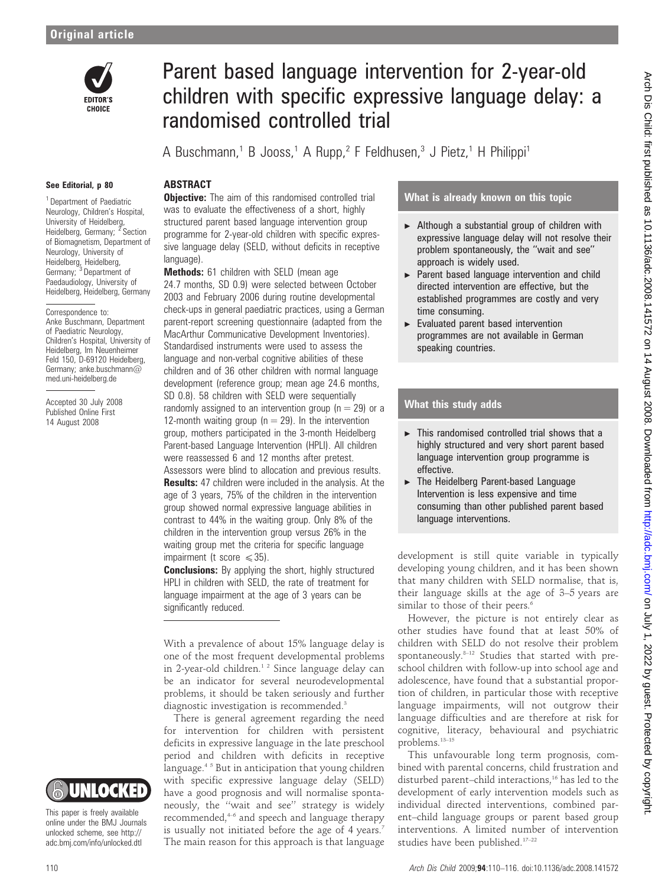# Parent based language intervention for 2-year-old children with specific expressive language delay: a randomised controlled trial

A Buschmann,[1] B Jooss,[1] A Rupp,[2] F Feldhusen,[3] J Pietz,[1] H Philippi[1]

**See Editorial, p 80**

[1] Department of Paediatric Neurology, Children's Hospital, University of Heidelberg, Heidelberg, Germany; [2] Section of Biomagnetism, Department of Neurology, University of Heidelberg, Heidelberg, Germany; [3] Department of Paedaudiology, University of Heidelberg, Heidelberg, Germany

Correspondence to: Anke Buschmann, Department of Paediatric Neurology, Children's Hospital, University of Heidelberg, Im Neuenheimer Feld 150, D-69120 Heidelberg, Germany; anke.buschmann@med.uni-heidelberg.de

Accepted 30 July 2008
Published Online First 14 August 2008

This paper is freely available online under the BMJ Journals unlocked scheme, see http://adc.bmj.com/info/unlocked.dtl

## ABSTRACT

**Objective:** The aim of this randomised controlled trial was to evaluate the effectiveness of a short, highly structured parent based language intervention group programme for 2-year-old children with specific expressive language delay (SELD, without deficits in receptive language).

**Methods:** 61 children with SELD (mean age 24.7 months, SD 0.9) were selected between October 2003 and February 2006 during routine developmental check-ups in general paediatric practices, using a German parent-report screening questionnaire (adapted from the MacArthur Communicative Development Inventories). Standardised instruments were used to assess the language and non-verbal cognitive abilities of these children and of 36 other children with normal language development (reference group; mean age 24.6 months, SD 0.8). 58 children with SELD were sequentially randomly assigned to an intervention group (n = 29) or a 12-month waiting group (n = 29). In the intervention group, mothers participated in the 3-month Heidelberg Parent-based Language Intervention (HPLI). All children were reassessed 6 and 12 months after pretest. Assessors were blind to allocation and previous results.

**Results:** 47 children were included in the analysis. At the age of 3 years, 75% of the children in the intervention group showed normal expressive language abilities in contrast to 44% in the waiting group. Only 8% of the children in the intervention group versus 26% in the waiting group met the criteria for specific language impairment (t score $\leqslant 35$).

**Conclusions:** By applying the short, highly structured HPLI in children with SELD, the rate of treatment for language impairment at the age of 3 years can be significantly reduced.

### What is already known on this topic

- Although a substantial group of children with expressive language delay will not resolve their problem spontaneously, the "wait and see" approach is widely used.
- Parent based language intervention and child directed intervention are effective, but the established programmes are costly and very time consuming.
- Evaluated parent based intervention programmes are not available in German speaking countries.

### What this study adds

- This randomised controlled trial shows that a highly structured and very short parent based language intervention group programme is effective.
- The Heidelberg Parent-based Language Intervention is less expensive and time consuming than other published parent based language interventions.

With a prevalence of about 15% language delay is one of the most frequent developmental problems in 2-year-old children.[1 2] Since language delay can be an indicator for several neurodevelopmental problems, it should be taken seriously and further diagnostic investigation is recommended.[3]

There is general agreement regarding the need for intervention for children with persistent deficits in expressive language in the late preschool period and children with deficits in receptive language.[4 5] But in anticipation that young children with specific expressive language delay (SELD) have a good prognosis and will normalise spontaneously, the "wait and see" strategy is widely recommended,[4–6] and speech and language therapy is usually not initiated before the age of 4 years.[7] The main reason for this approach is that language development is still quite variable in typically developing young children, and it has been shown that many children with SELD normalise, that is, their language skills at the age of 3–5 years are similar to those of their peers.[6]

However, the picture is not entirely clear as other studies have found that at least 50% of children with SELD do not resolve their problem spontaneously.[8–12] Studies that started with preschool children with follow-up into school age and adolescence, have found that a substantial proportion of children, in particular those with receptive language impairments, will not outgrow their language difficulties and are therefore at risk for cognitive, literacy, behavioural and psychiatric problems.[13–15]

This unfavourable long term prognosis, combined with parental concerns, child frustration and disturbed parent–child interactions,[16] has led to the development of early intervention models such as individual directed interventions, combined parent–child language groups or parent based group interventions. A limited number of intervention studies have been published.[17–22]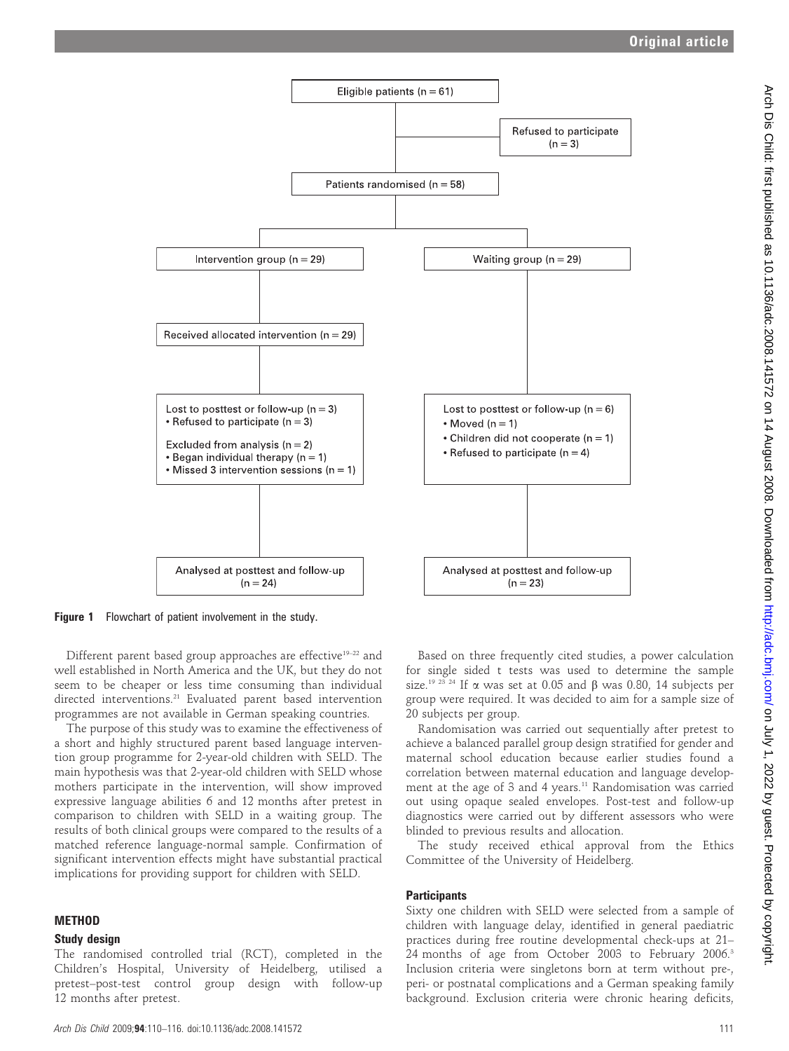Eligible patients (n = 61)

Refused to participate (n = 3)

Patients randomised (n = 58)

Intervention group (n = 29)

Waiting group (n = 29)

Received allocated intervention (n = 29)

Lost to posttest or follow-up (n = 3)
- Refused to participate (n = 3)

Excluded from analysis (n = 2)
- Began individual therapy (n = 1)
- Missed 3 intervention sessions (n = 1)

Lost to posttest or follow-up (n = 6)
- Moved (n = 1)
- Children did not cooperate (n = 1)
- Refused to participate (n = 4)

Analysed at posttest and follow-up (n = 24)

Analysed at posttest and follow-up (n = 23)

**Figure 1** Flowchart of patient involvement in the study.

Different parent based group approaches are effective[19–22] and well established in North America and the UK, but they do not seem to be cheaper or less time consuming than individual directed interventions.[21] Evaluated parent based intervention programmes are not available in German speaking countries.

The purpose of this study was to examine the effectiveness of a short and highly structured parent based language intervention group programme for 2-year-old children with SELD. The main hypothesis was that 2-year-old children with SELD whose mothers participate in the intervention, will show improved expressive language abilities 6 and 12 months after pretest in comparison to children with SELD in a waiting group. The results of both clinical groups were compared to the results of a matched reference language-normal sample. Confirmation of significant intervention effects might have substantial practical implications for providing support for children with SELD.

## METHOD

### Study design

The randomised controlled trial (RCT), completed in the Children's Hospital, University of Heidelberg, utilised a pretest–post-test control group design with follow-up 12 months after pretest.

Based on three frequently cited studies, a power calculation for single sided t tests was used to determine the sample size.[19 23 24] If $\alpha$ was set at 0.05 and $\beta$ was 0.80, 14 subjects per group were required. It was decided to aim for a sample size of 20 subjects per group.

Randomisation was carried out sequentially after pretest to achieve a balanced parallel group design stratified for gender and maternal school education because earlier studies found a correlation between maternal education and language development at the age of 3 and 4 years.[11] Randomisation was carried out using opaque sealed envelopes. Post-test and follow-up diagnostics were carried out by different assessors who were blinded to previous results and allocation.

The study received ethical approval from the Ethics Committee of the University of Heidelberg.

### Participants

Sixty one children with SELD were selected from a sample of children with language delay, identified in general paediatric practices during free routine developmental check-ups at 21–24 months of age from October 2003 to February 2006.[3] Inclusion criteria were singletons born at term without pre-, peri- or postnatal complications and a German speaking family background. Exclusion criteria were chronic hearing deficits,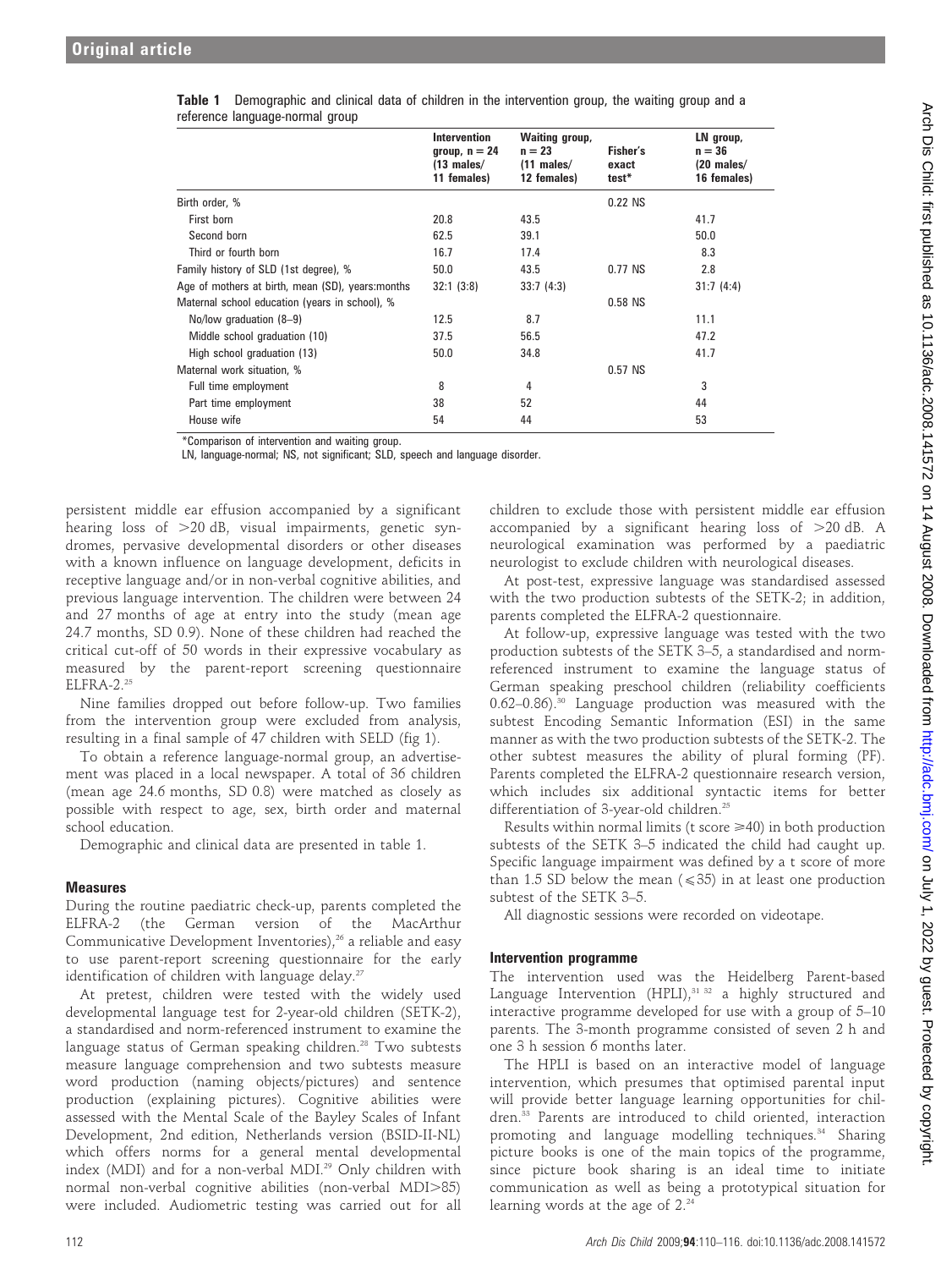**Table 1** Demographic and clinical data of children in the intervention group, the waiting group and a reference language-normal group

| | Intervention group, n = 24 (13 males/ 11 females) | Waiting group, n = 23 (11 males/ 12 females) | Fisher's exact test* | LN group, n = 36 (20 males/ 16 females) |
|---|---|---|---|---|
| Birth order, % | | | 0.22 NS | |
| First born | 20.8 | 43.5 | | 41.7 |
| Second born | 62.5 | 39.1 | | 50.0 |
| Third or fourth born | 16.7 | 17.4 | | 8.3 |
| Family history of SLD (1st degree), % | 50.0 | 43.5 | 0.77 NS | 2.8 |
| Age of mothers at birth, mean (SD), years:months | 32:1 (3:8) | 33:7 (4:3) | | 31:7 (4:4) |
| Maternal school education (years in school), % | | | 0.58 NS | |
| No/low graduation (8–9) | 12.5 | 8.7 | | 11.1 |
| Middle school graduation (10) | 37.5 | 56.5 | | 47.2 |
| High school graduation (13) | 50.0 | 34.8 | | 41.7 |
| Maternal work situation, % | | | 0.57 NS | |
| Full time employment | 8 | 4 | | 3 |
| Part time employment | 38 | 52 | | 44 |
| House wife | 54 | 44 | | 53 |

*Comparison of intervention and waiting group.
LN, language-normal; NS, not significant; SLD, speech and language disorder.

persistent middle ear effusion accompanied by a significant hearing loss of >20 dB, visual impairments, genetic syndromes, pervasive developmental disorders or other diseases with a known influence on language development, deficits in receptive language and/or in non-verbal cognitive abilities, and previous language intervention. The children were between 24 and 27 months of age at entry into the study (mean age 24.7 months, SD 0.9). None of these children had reached the critical cut-off of 50 words in their expressive vocabulary as measured by the parent-report screening questionnaire ELFRA-2.[25]

Nine families dropped out before follow-up. Two families from the intervention group were excluded from analysis, resulting in a final sample of 47 children with SELD (fig 1).

To obtain a reference language-normal group, an advertisement was placed in a local newspaper. A total of 36 children (mean age 24.6 months, SD 0.8) were matched as closely as possible with respect to age, sex, birth order and maternal school education.

Demographic and clinical data are presented in table 1.

## Measures

During the routine paediatric check-up, parents completed the ELFRA-2 (the German version of the MacArthur Communicative Development Inventories),[26] a reliable and easy to use parent-report screening questionnaire for the early identification of children with language delay.[27]

At pretest, children were tested with the widely used developmental language test for 2-year-old children (SETK-2), a standardised and norm-referenced instrument to examine the language status of German speaking children.[28] Two subtests measure language comprehension and two subtests measure word production (naming objects/pictures) and sentence production (explaining pictures). Cognitive abilities were assessed with the Mental Scale of the Bayley Scales of Infant Development, 2nd edition, Netherlands version (BSID-II-NL) which offers norms for a general mental developmental index (MDI) and for a non-verbal MDI.[29] Only children with normal non-verbal cognitive abilities (non-verbal MDI>85) were included. Audiometric testing was carried out for all children to exclude those with persistent middle ear effusion accompanied by a significant hearing loss of >20 dB. A neurological examination was performed by a paediatric neurologist to exclude children with neurological diseases.

At post-test, expressive language was standardised assessed with the two production subtests of the SETK-2; in addition, parents completed the ELFRA-2 questionnaire.

At follow-up, expressive language was tested with the two production subtests of the SETK 3–5, a standardised and norm-referenced instrument to examine the language status of German speaking preschool children (reliability coefficients 0.62–0.86).[30] Language production was measured with the subtest Encoding Semantic Information (ESI) in the same manner as with the two production subtests of the SETK-2. The other subtest measures the ability of plural forming (PF). Parents completed the ELFRA-2 questionnaire research version, which includes six additional syntactic items for better differentiation of 3-year-old children.[25]

Results within normal limits (t score ⩾40) in both production subtests of the SETK 3–5 indicated the child had caught up. Specific language impairment was defined by a t score of more than 1.5 SD below the mean (⩽35) in at least one production subtest of the SETK 3–5.

All diagnostic sessions were recorded on videotape.

## Intervention programme

The intervention used was the Heidelberg Parent-based Language Intervention (HPLI),[31,32] a highly structured and interactive programme developed for use with a group of 5–10 parents. The 3-month programme consisted of seven 2 h and one 3 h session 6 months later.

The HPLI is based on an interactive model of language intervention, which presumes that optimised parental input will provide better language learning opportunities for children.[33] Parents are introduced to child oriented, interaction promoting and language modelling techniques.[34] Sharing picture books is one of the main topics of the programme, since picture book sharing is an ideal time to initiate communication as well as being a prototypical situation for learning words at the age of 2.[24]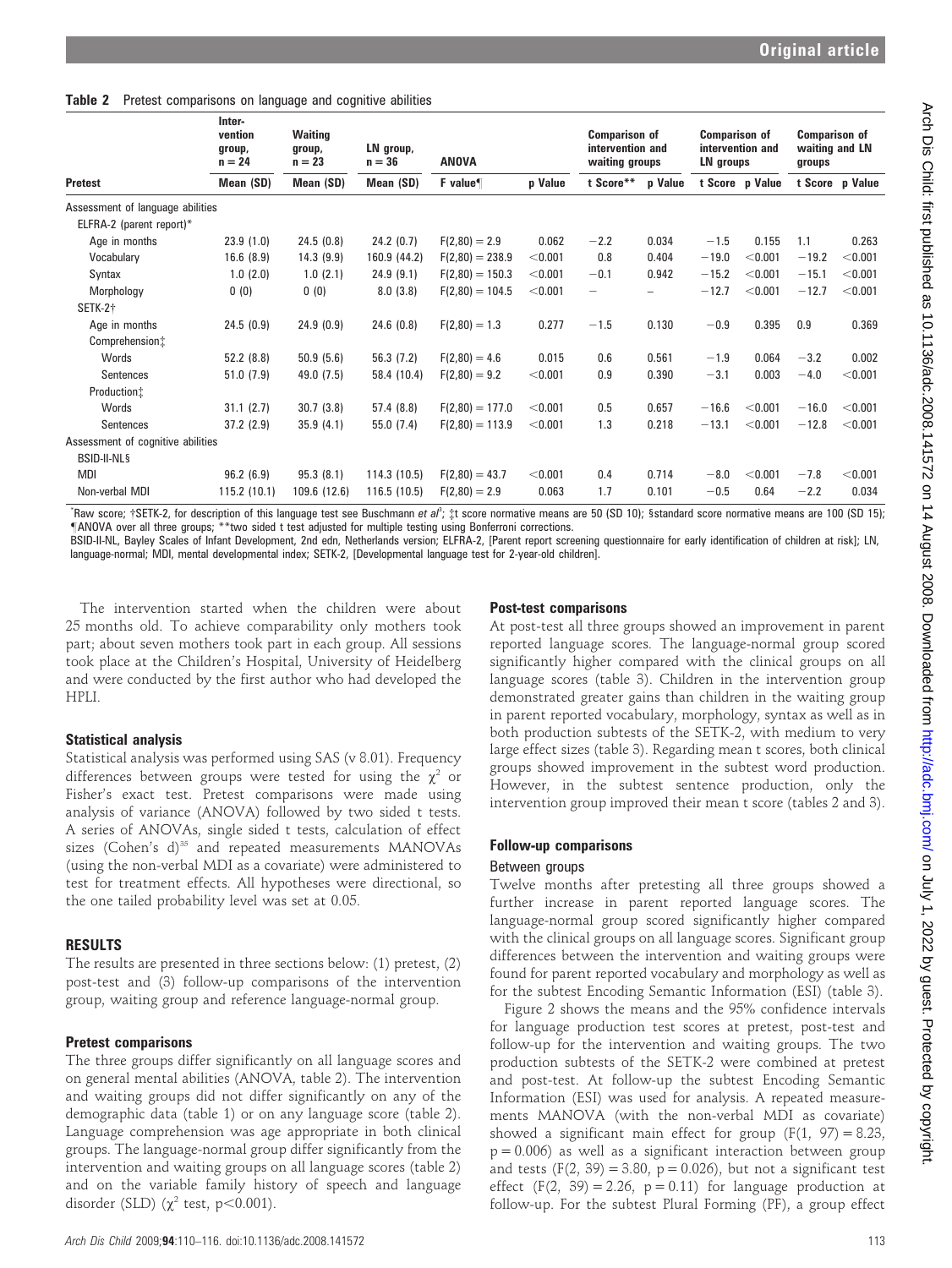**Table 2** Pretest comparisons on language and cognitive abilities

| Pretest | Intervention group, n = 24 | Waiting group, n = 23 | LN group, n = 36 | ANOVA | | Comparison of intervention and waiting groups | | Comparison of intervention and LN groups | | Comparison of waiting and LN groups | |
|---|---|---|---|---|---|---|---|---|---|---|---|
| | Mean (SD) | Mean (SD) | Mean (SD) | F value¶ | p Value | t Score** | p Value | t Score | p Value | t Score | p Value |
| Assessment of language abilities | | | | | | | | | | | |
| ELFRA-2 (parent report)* | | | | | | | | | | | |
| Age in months | 23.9 (1.0) | 24.5 (0.8) | 24.2 (0.7) | $F(2,80) = 2.9$ | 0.062 | −2.2 | 0.034 | −1.5 | 0.155 | 1.1 | 0.263 |
| Vocabulary | 16.6 (8.9) | 14.3 (9.9) | 160.9 (44.2) | $F(2,80) = 238.9$ | <0.001 | 0.8 | 0.404 | −19.0 | <0.001 | −19.2 | <0.001 |
| Syntax | 1.0 (2.0) | 1.0 (2.1) | 24.9 (9.1) | $F(2,80) = 150.3$ | <0.001 | −0.1 | 0.942 | −15.2 | <0.001 | −15.1 | <0.001 |
| Morphology | 0 (0) | 0 (0) | 8.0 (3.8) | $F(2,80) = 104.5$ | <0.001 | – | – | −12.7 | <0.001 | −12.7 | <0.001 |
| SETK-2† | | | | | | | | | | | |
| Age in months | 24.5 (0.9) | 24.9 (0.9) | 24.6 (0.8) | $F(2,80) = 1.3$ | 0.277 | −1.5 | 0.130 | −0.9 | 0.395 | 0.9 | 0.369 |
| Comprehension‡ | | | | | | | | | | | |
| Words | 52.2 (8.8) | 50.9 (5.6) | 56.3 (7.2) | $F(2,80) = 4.6$ | 0.015 | 0.6 | 0.561 | −1.9 | 0.064 | −3.2 | 0.002 |
| Sentences | 51.0 (7.9) | 49.0 (7.5) | 58.4 (10.4) | $F(2,80) = 9.2$ | <0.001 | 0.9 | 0.390 | −3.1 | 0.003 | −4.0 | <0.001 |
| Production‡ | | | | | | | | | | | |
| Words | 31.1 (2.7) | 30.7 (3.8) | 57.4 (8.8) | $F(2,80) = 177.0$ | <0.001 | 0.5 | 0.657 | −16.6 | <0.001 | −16.0 | <0.001 |
| Sentences | 37.2 (2.9) | 35.9 (4.1) | 55.0 (7.4) | $F(2,80) = 113.9$ | <0.001 | 1.3 | 0.218 | −13.1 | <0.001 | −12.8 | <0.001 |
| Assessment of cognitive abilities | | | | | | | | | | | |
| BSID-II-NL§ | | | | | | | | | | | |
| MDI | 96.2 (6.9) | 95.3 (8.1) | 114.3 (10.5) | $F(2,80) = 43.7$ | <0.001 | 0.4 | 0.714 | −8.0 | <0.001 | −7.8 | <0.001 |
| Non-verbal MDI | 115.2 (10.1) | 109.6 (12.6) | 116.5 (10.5) | $F(2,80) = 2.9$ | 0.063 | 1.7 | 0.101 | −0.5 | 0.64 | −2.2 | 0.034 |

*Raw score; †SETK-2, for description of this language test see Buschmann *et al*[9]; ‡t score normative means are 50 (SD 10); §standard score normative means are 100 (SD 15); ¶ANOVA over all three groups; **two sided t test adjusted for multiple testing using Bonferroni corrections.
BSID-II-NL, Bayley Scales of Infant Development, 2nd edn, Netherlands version; ELFRA-2, [Parent report screening questionnaire for early identification of children at risk]; LN, language-normal; MDI, mental developmental index; SETK-2, [Developmental language test for 2-year-old children].

The intervention started when the children were about 25 months old. To achieve comparability only mothers took part; about seven mothers took part in each group. All sessions took place at the Children's Hospital, University of Heidelberg and were conducted by the first author who had developed the HPLI.

### Statistical analysis

Statistical analysis was performed using SAS (v 8.01). Frequency differences between groups were tested for using the $\chi^2$ or Fisher's exact test. Pretest comparisons were made using analysis of variance (ANOVA) followed by two sided t tests. A series of ANOVAs, single sided t tests, calculation of effect sizes (Cohen's d)[35] and repeated measurements MANOVAs (using the non-verbal MDI as a covariate) were administered to test for treatment effects. All hypotheses were directional, so the one tailed probability level was set at 0.05.

## RESULTS

The results are presented in three sections below: (1) pretest, (2) post-test and (3) follow-up comparisons of the intervention group, waiting group and reference language-normal group.

### Pretest comparisons

The three groups differ significantly on all language scores and on general mental abilities (ANOVA, table 2). The intervention and waiting groups did not differ significantly on any of the demographic data (table 1) or on any language score (table 2). Language comprehension was age appropriate in both clinical groups. The language-normal group differ significantly from the intervention and waiting groups on all language scores (table 2) and on the variable family history of speech and language disorder (SLD) ($\chi^2$ test, $p<0.001$).

### Post-test comparisons

At post-test all three groups showed an improvement in parent reported language scores. The language-normal group scored significantly higher compared with the clinical groups on all language scores (table 3). Children in the intervention group demonstrated greater gains than children in the waiting group in parent reported vocabulary, morphology, syntax as well as in both production subtests of the SETK-2, with medium to very large effect sizes (table 3). Regarding mean t scores, both clinical groups showed improvement in the subtest word production. However, in the subtest sentence production, only the intervention group improved their mean t score (tables 2 and 3).

### Follow-up comparisons

#### Between groups

Twelve months after pretesting all three groups showed a further increase in parent reported language scores. The language-normal group scored significantly higher compared with the clinical groups on all language scores. Significant group differences between the intervention and waiting groups were found for parent reported vocabulary and morphology as well as for the subtest Encoding Semantic Information (ESI) (table 3).

Figure 2 shows the means and the 95% confidence intervals for language production test scores at pretest, post-test and follow-up for the intervention and waiting groups. The two production subtests of the SETK-2 were combined at pretest and post-test. At follow-up the subtest Encoding Semantic Information (ESI) was used for analysis. A repeated measurements MANOVA (with the non-verbal MDI as covariate) showed a significant main effect for group ($F(1,\ 97) = 8.23$, $p = 0.006$) as well as a significant interaction between group and tests ($F(2,\ 39) = 3.80$, $p = 0.026$), but not a significant test effect ($F(2,\ 39) = 2.26$, $p = 0.11$) for language production at follow-up. For the subtest Plural Forming (PF), a group effect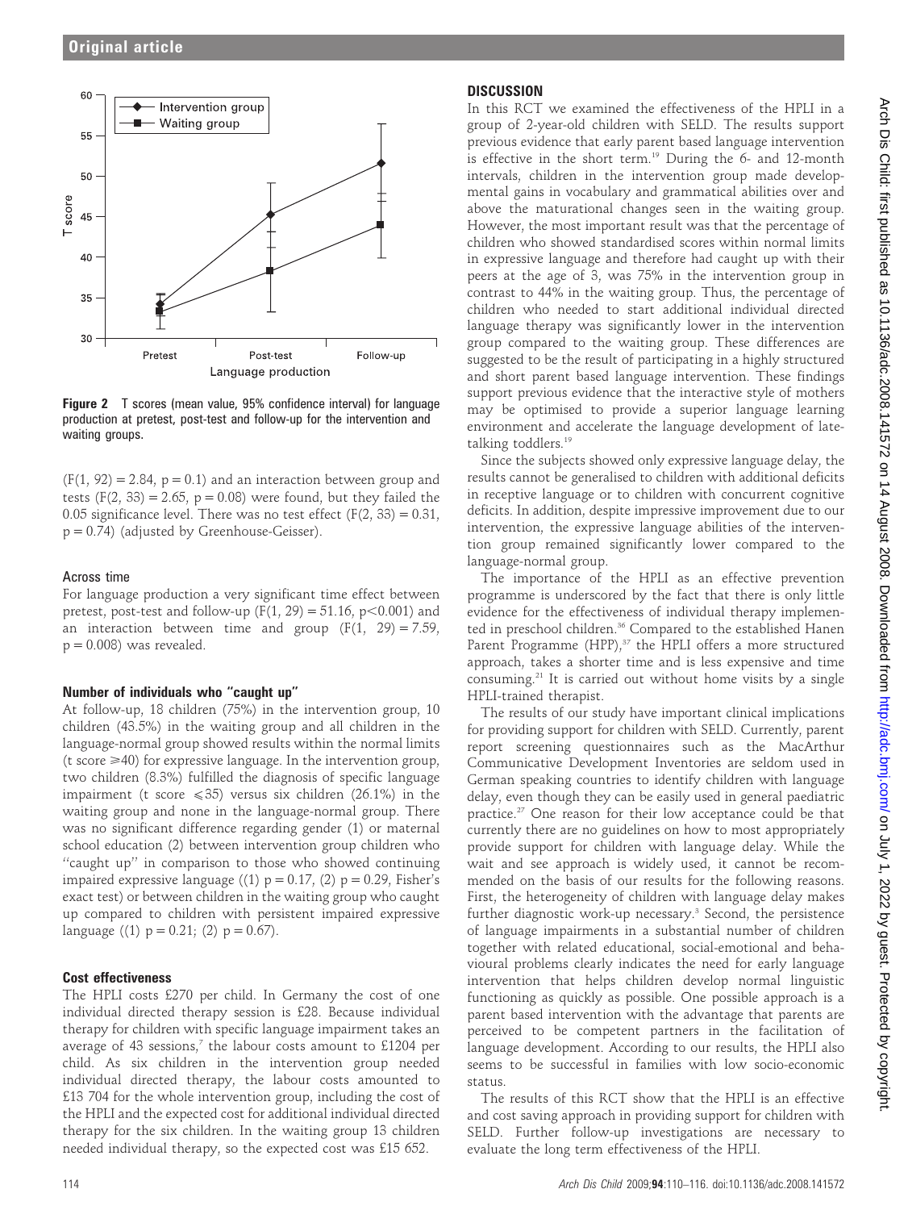60
55
50
45
40
35
30
T score
Intervention group
Waiting group
Pretest
Post-test
Follow-up
Language production

**Figure 2** T scores (mean value, 95% confidence interval) for language production at pretest, post-test and follow-up for the intervention and waiting groups.

($F(1, 92) = 2.84$, $p = 0.1$) and an interaction between group and tests ($F(2, 33) = 2.65$, $p = 0.08$) were found, but they failed the 0.05 significance level. There was no test effect ($F(2, 33) = 0.31$, $p = 0.74$) (adjusted by Greenhouse-Geisser).

### Across time

For language production a very significant time effect between pretest, post-test and follow-up ($F(1, 29) = 51.16$, $p<0.001$) and an interaction between time and group ($F(1, 29) = 7.59$, $p = 0.008$) was revealed.

### Number of individuals who "caught up"

At follow-up, 18 children (75%) in the intervention group, 10 children (43.5%) in the waiting group and all children in the language-normal group showed results within the normal limits (t score $\geq$40) for expressive language. In the intervention group, two children (8.3%) fulfilled the diagnosis of specific language impairment (t score $\leq$35) versus six children (26.1%) in the waiting group and none in the language-normal group. There was no significant difference regarding gender (1) or maternal school education (2) between intervention group children who "caught up" in comparison to those who showed continuing impaired expressive language ((1) $p = 0.17$, (2) $p = 0.29$, Fisher's exact test) or between children in the waiting group who caught up compared to children with persistent impaired expressive language ((1) $p = 0.21$; (2) $p = 0.67$).

### Cost effectiveness

The HPLI costs £270 per child. In Germany the cost of one individual directed therapy session is £28. Because individual therapy for children with specific language impairment takes an average of 43 sessions,[7] the labour costs amount to £1204 per child. As six children in the intervention group needed individual directed therapy, the labour costs amounted to £13 704 for the whole intervention group, including the cost of the HPLI and the expected cost for additional individual directed therapy for the six children. In the waiting group 13 children needed individual therapy, so the expected cost was £15 652.

## DISCUSSION

In this RCT we examined the effectiveness of the HPLI in a group of 2-year-old children with SELD. The results support previous evidence that early parent based language intervention is effective in the short term.[19] During the 6- and 12-month intervals, children in the intervention group made developmental gains in vocabulary and grammatical abilities over and above the maturational changes seen in the waiting group. However, the most important result was that the percentage of children who showed standardised scores within normal limits in expressive language and therefore had caught up with their peers at the age of 3, was 75% in the intervention group in contrast to 44% in the waiting group. Thus, the percentage of children who needed to start additional individual directed language therapy was significantly lower in the intervention group compared to the waiting group. These differences are suggested to be the result of participating in a highly structured and short parent based language intervention. These findings support previous evidence that the interactive style of mothers may be optimised to provide a superior language learning environment and accelerate the language development of late-talking toddlers.[19]

Since the subjects showed only expressive language delay, the results cannot be generalised to children with additional deficits in receptive language or to children with concurrent cognitive deficits. In addition, despite impressive improvement due to our intervention, the expressive language abilities of the intervention group remained significantly lower compared to the language-normal group.

The importance of the HPLI as an effective prevention programme is underscored by the fact that there is only little evidence for the effectiveness of individual therapy implemented in preschool children.[36] Compared to the established Hanen Parent Programme (HPP),[37] the HPLI offers a more structured approach, takes a shorter time and is less expensive and time consuming.[21] It is carried out without home visits by a single HPLI-trained therapist.

The results of our study have important clinical implications for providing support for children with SELD. Currently, parent report screening questionnaires such as the MacArthur Communicative Development Inventories are seldom used in German speaking countries to identify children with language delay, even though they can be easily used in general paediatric practice.[27] One reason for their low acceptance could be that currently there are no guidelines on how to most appropriately provide support for children with language delay. While the wait and see approach is widely used, it cannot be recommended on the basis of our results for the following reasons. First, the heterogeneity of children with language delay makes further diagnostic work-up necessary.[3] Second, the persistence of language impairments in a substantial number of children together with related educational, social-emotional and behavioural problems clearly indicates the need for early language intervention that helps children develop normal linguistic functioning as quickly as possible. One possible approach is a parent based intervention with the advantage that parents are perceived to be competent partners in the facilitation of language development. According to our results, the HPLI also seems to be successful in families with low socio-economic status.

The results of this RCT show that the HPLI is an effective and cost saving approach in providing support for children with SELD. Further follow-up investigations are necessary to evaluate the long term effectiveness of the HPLI.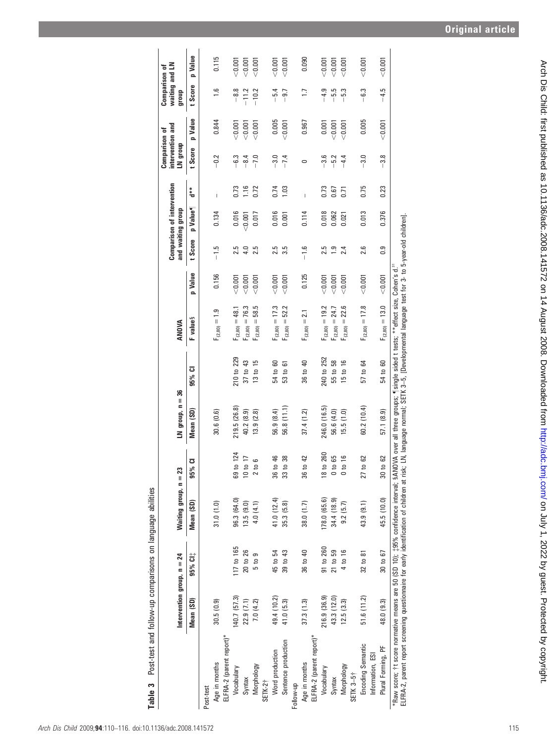**Table 3** Post-test and follow-up comparisons on language abilities

| | Intervention group, n = 24 | | Waiting group, n = 23 | | LN group, n = 36 | | ANOVA | | Comparison of intervention and waiting group | | | Comparison of intervention and LN group | | Comparison of waiting and LN group | |
|---|---|---|---|---|---|---|---|---|---|---|---|---|---|---|---|
| | Mean (SD) | 95% CI‡ | Mean (SD) | 95% CI | Mean (SD) | 95% CI | F value§ | p Value | t Score | p Value¶ | d** | t Score | p Value | t Score | p Value |
| **Post-test** | | | | | | | | | | | | | | | |
| Age in months | 30.5 (0.9) | | 31.0 (1.0) | | 30.6 (0.6) | | $F_{(2,80)} = 1.9$ | 0.156 | −1.5 | 0.134 | – | −0.2 | 0.844 | 1.6 | 0.115 |
| ELFRA-2 (parent report)* | | | | | | | | | | | | | | | |
| Vocabulary | 140.7 (57.3) | 117 to 165 | 96.3 (64.0) | 69 to 124 | 219.5 (26.8) | 210 to 229 | $F_{(2,80)} = 48.1$ | <0.001 | 2.5 | 0.016 | 0.73 | −6.3 | <0.001 | −8.8 | <0.001 |
| Syntax | 22.9 (7.1) | 20 to 26 | 13.5 (9.0) | 10 to 17 | 40.2 (8.9) | 37 to 43 | $F_{(2,80)} = 76.3$ | <0.001 | 4.0 | <0.001 | 1.16 | −8.4 | <0.001 | −11.2 | <0.001 |
| Morphology | 7.0 (4.2) | 5 to 9 | 4.0 (4.1) | 2 to 6 | 13.9 (2.8) | 13 to 15 | $F_{(2,80)} = 58.5$ | <0.001 | 2.5 | 0.017 | 0.72 | −7.0 | <0.001 | −10.2 | <0.001 |
| SETK-2† | | | | | | | | | | | | | | | |
| Word production | 49.4 (10.2) | 45 to 54 | 41.0 (12.4) | 36 to 46 | 56.9 (8.4) | 54 to 60 | $F_{(2,80)} = 17.3$ | <0.001 | 2.5 | 0.016 | 0.74 | −3.0 | 0.005 | −5.4 | <0.001 |
| Sentence production | 41.0 (5.3) | 39 to 43 | 35.3 (5.8) | 33 to 38 | 56.8 (11.1) | 53 to 61 | $F_{(2,80)} = 52.2$ | <0.001 | 3.5 | 0.001 | 1.03 | −7.4 | <0.001 | −9.7 | <0.001 |
| **Follow-up** | | | | | | | | | | | | | | | |
| Age in months | 37.3 (1.3) | 36 to 40 | 38.0 (1.7) | 36 to 42 | 37.4 (1.2) | 36 to 40 | $F_{(2,80)} = 2.1$ | 0.125 | −1.6 | 0.114 | – | 0 | 0.967 | 1.7 | 0.090 |
| ELFRA-2 (parent report)* | | | | | | | | | | | | | | | |
| Vocabulary | 216.9 (36.9) | 91 to 260 | 178.0 (65.6) | 18 to 260 | 246.0 (16.5) | 240 to 252 | $F_{(2,80)} = 19.2$ | <0.001 | 2.5 | 0.018 | 0.73 | −3.6 | 0.001 | −4.9 | <0.001 |
| Syntax | 43.3 (12.0) | 21 to 59 | 34.4 (18.9) | 0 to 65 | 56.6 (4.0) | 55 to 58 | $F_{(2,80)} = 24.7$ | <0.001 | 1.9 | 0.062 | 0.67 | −5.2 | <0.001 | −5.5 | <0.001 |
| Morphology | 12.5 (3.3) | 4 to 16 | 9.2 (5.7) | 0 to 16 | 15.5 (1.0) | 15 to 16 | $F_{(2,80)} = 22.6$ | <0.001 | 2.4 | 0.021 | 0.71 | −4.4 | <0.001 | −5.3 | <0.001 |
| SETK 3–5† | | | | | | | | | | | | | | | |
| Encoding Semantic Information, ESI | 51.6 (11.2) | 32 to 81 | 43.9 (9.1) | 27 to 62 | 60.2 (10.4) | 57 to 64 | $F_{(2,80)} = 17.8$ | <0.001 | 2.6 | 0.013 | 0.75 | −3.0 | 0.005 | −6.3 | <0.001 |
| Plural Forming, PF | 48.0 (9.3) | 30 to 67 | 45.5 (10.0) | 30 to 62 | 57.1 (8.9) | 54 to 60 | $F_{(2,80)} = 13.0$ | <0.001 | 0.9 | 0.376 | 0.23 | −3.8 | <0.001 | −4.5 | <0.001 |

*Raw score; †t score normative means are 50 (SD 10); ‡95% confidence interval; §ANOVA over all three groups; ¶single sided t tests; **effect size, Cohen's d.[31]
ELFRA-2, parent report screening questionnaire for early identification of children at risk; LN, language normal; SETK 3–5, [Developmental language test for 3- to 5-year-old children].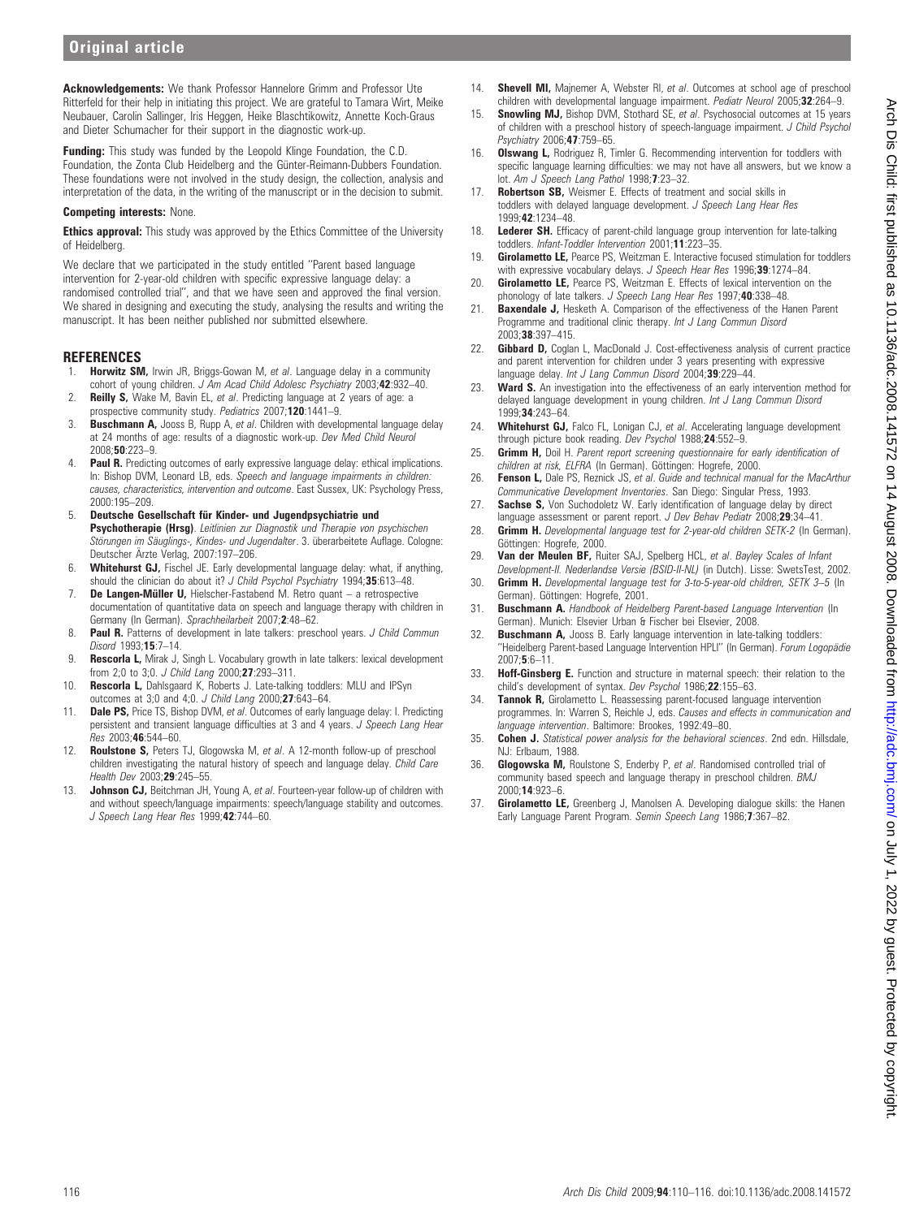**Acknowledgements:** We thank Professor Hannelore Grimm and Professor Ute Ritterfeld for their help in initiating this project. We are grateful to Tamara Wirt, Meike Neubauer, Carolin Sallinger, Iris Heggen, Heike Blaschtikowitz, Annette Koch-Graus and Dieter Schumacher for their support in the diagnostic work-up.

**Funding:** This study was funded by the Leopold Klinge Foundation, the C.D. Foundation, the Zonta Club Heidelberg and the Günter-Reimann-Dubbers Foundation. These foundations were not involved in the study design, the collection, analysis and interpretation of the data, in the writing of the manuscript or in the decision to submit.

**Competing interests:** None.

**Ethics approval:** This study was approved by the Ethics Committee of the University of Heidelberg.

We declare that we participated in the study entitled "Parent based language intervention for 2-year-old children with specific expressive language delay: a randomised controlled trial", and that we have seen and approved the final version. We shared in designing and executing the study, analysing the results and writing the manuscript. It has been neither published nor submitted elsewhere.

## REFERENCES

1. **Horwitz SM,** Irwin JR, Briggs-Gowan M, *et al*. Language delay in a community cohort of young children. *J Am Acad Child Adolesc Psychiatry* 2003;**42**:932–40.
2. **Reilly S,** Wake M, Bavin EL, *et al*. Predicting language at 2 years of age: a prospective community study. *Pediatrics* 2007;**120**:1441–9.
3. **Buschmann A,** Jooss B, Rupp A, *et al*. Children with developmental language delay at 24 months of age: results of a diagnostic work-up. *Dev Med Child Neurol* 2008;**50**:223–9.
4. **Paul R.** Predicting outcomes of early expressive language delay: ethical implications. In: Bishop DVM, Leonard LB, eds. *Speech and language impairments in children: causes, characteristics, intervention and outcome*. East Sussex, UK: Psychology Press, 2000:195–209.
5. **Deutsche Gesellschaft für Kinder- und Jugendpsychiatrie und Psychotherapie (Hrsg)**. *Leitlinien zur Diagnostik und Therapie von psychischen Störungen im Säuglings-, Kindes- und Jugendalter*. 3. überarbeitete Auflage. Cologne: Deutscher Ärzte Verlag, 2007:197–206.
6. **Whitehurst GJ,** Fischel JE. Early developmental language delay: what, if anything, should the clinician do about it? *J Child Psychol Psychiatry* 1994;**35**:613–48.
7. **De Langen-Müller U,** Hielscher-Fastabend M. Retro quant – a retrospective documentation of quantitative data on speech and language therapy with children in Germany (In German). *Sprachheilarbeit* 2007;**2**:48–62.
8. **Paul R.** Patterns of development in late talkers: preschool years. *J Child Commun Disord* 1993;**15**:7–14.
9. **Rescorla L,** Mirak J, Singh L. Vocabulary growth in late talkers: lexical development from 2;0 to 3;0. *J Child Lang* 2000;**27**:293–311.
10. **Rescorla L,** Dahlsgaard K, Roberts J. Late-talking toddlers: MLU and IPSyn outcomes at 3;0 and 4;0. *J Child Lang* 2000;**27**:643–64.
11. **Dale PS,** Price TS, Bishop DVM, *et al*. Outcomes of early language delay: I. Predicting persistent and transient language difficulties at 3 and 4 years. *J Speech Lang Hear Res* 2003;**46**:544–60.
12. **Roulstone S,** Peters TJ, Glogowska M, *et al*. A 12-month follow-up of preschool children investigating the natural history of speech and language delay. *Child Care Health Dev* 2003;**29**:245–55.
13. **Johnson CJ,** Beitchman JH, Young A, *et al*. Fourteen-year follow-up of children with and without speech/language impairments: speech/language stability and outcomes. *J Speech Lang Hear Res* 1999;**42**:744–60.
14. **Shevell MI,** Majnemer A, Webster RI, *et al*. Outcomes at school age of preschool children with developmental language impairment. *Pediatr Neurol* 2005;**32**:264–9.
15. **Snowling MJ,** Bishop DVM, Stothard SE, *et al*. Psychosocial outcomes at 15 years of children with a preschool history of speech-language impairment. *J Child Psychol Psychiatry* 2006;**47**:759–65.
16. **Olswang L,** Rodriguez R, Timler G. Recommending intervention for toddlers with specific language learning difficulties: we may not have all answers, but we know a lot. *Am J Speech Lang Pathol* 1998;**7**:23–32.
17. **Robertson SB,** Weismer E. Effects of treatment and social skills in toddlers with delayed language development. *J Speech Lang Hear Res* 1999;**42**:1234–48.
18. **Lederer SH.** Efficacy of parent-child language group intervention for late-talking toddlers. *Infant-Toddler Intervention* 2001;**11**:223–35.
19. **Girolametto LE,** Pearce PS, Weitzman E. Interactive focused stimulation for toddlers with expressive vocabulary delays. *J Speech Hear Res* 1996;**39**:1274–84.
20. **Girolametto LE,** Pearce PS, Weitzman E. Effects of lexical intervention on the phonology of late talkers. *J Speech Lang Hear Res* 1997;**40**:338–48.
21. **Baxendale J,** Hesketh A. Comparison of the effectiveness of the Hanen Parent Programme and traditional clinic therapy. *Int J Lang Commun Disord* 2003;**38**:397–415.
22. **Gibbard D,** Coglan L, MacDonald J. Cost-effectiveness analysis of current practice and parent intervention for children under 3 years presenting with expressive language delay. *Int J Lang Commun Disord* 2004;**39**:229–44.
23. **Ward S.** An investigation into the effectiveness of an early intervention method for delayed language development in young children. *Int J Lang Commun Disord* 1999;**34**:243–64.
24. **Whitehurst GJ,** Falco FL, Lonigan CJ, *et al*. Accelerating language development through picture book reading. *Dev Psychol* 1988;**24**:552–9.
25. **Grimm H,** Doil H. *Parent report screening questionnaire for early identification of children at risk, ELFRA* (In German). Göttingen: Hogrefe, 2000.
26. **Fenson L,** Dale PS, Reznick JS, *et al*. *Guide and technical manual for the MacArthur Communicative Development Inventories*. San Diego: Singular Press, 1993.
27. **Sachse S,** Von Suchodoletz W. Early identification of language delay by direct language assessment or parent report. *J Dev Behav Pediatr* 2008;**29**:34–41.
28. **Grimm H.** *Developmental language test for 2-year-old children SETK-2* (In German). Göttingen: Hogrefe, 2000.
29. **Van der Meulen BF,** Ruiter SAJ, Spelberg HCL, *et al*. *Bayley Scales of Infant Development-II. Nederlandse Versie (BSID-II-NL)* (in Dutch). Lisse: SwetsTest, 2002.
30. **Grimm H.** *Developmental language test for 3-to-5-year-old children, SETK 3–5* (In German). Göttingen: Hogrefe, 2001.
31. **Buschmann A.** *Handbook of Heidelberg Parent-based Language Intervention* (In German). Munich: Elsevier Urban & Fischer bei Elsevier, 2008.
32. **Buschmann A,** Jooss B. Early language intervention in late-talking toddlers: "Heidelberg Parent-based Language Intervention HPLI" (In German). *Forum Logopädie* 2007;**5**:6–11.
33. **Hoff-Ginsberg E.** Function and structure in maternal speech: their relation to the child's development of syntax. *Dev Psychol* 1986;**22**:155–63.
34. **Tannok R,** Girolametto L. Reassessing parent-focused language intervention programmes. In: Warren S, Reichle J, eds. *Causes and effects in communication and language intervention*. Baltimore: Brookes, 1992:49–80.
35. **Cohen J.** *Statistical power analysis for the behavioral sciences*. 2nd edn. Hillsdale, NJ: Erlbaum, 1988.
36. **Glogowska M,** Roulstone S, Enderby P, *et al*. Randomised controlled trial of community based speech and language therapy in preschool children. *BMJ* 2000;**14**:923–6.
37. **Girolametto LE,** Greenberg J, Manolsen A. Developing dialogue skills: the Hanen Early Language Parent Program. *Semin Speech Lang* 1986;**7**:367–82.